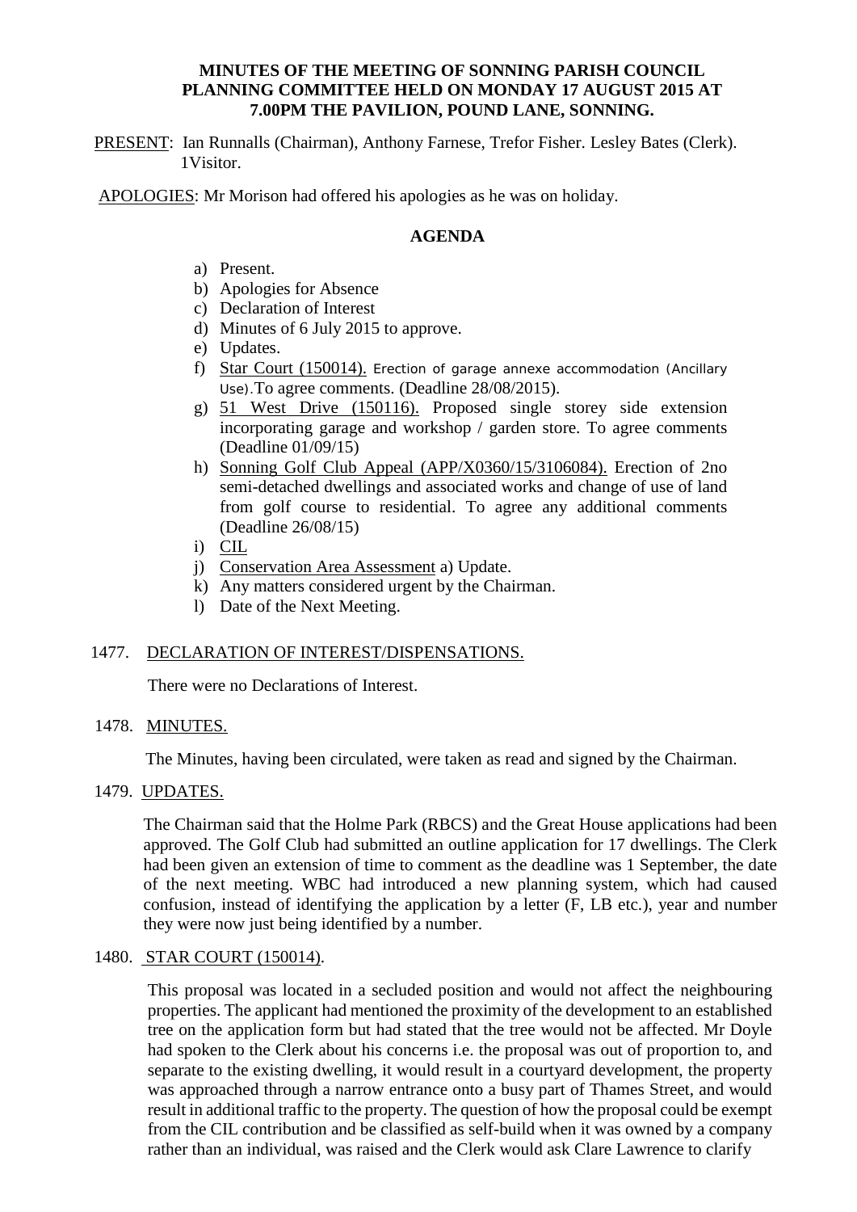**MINUTES OF THE MEETING OF SONNING PARISH COUNCIL PLANNING COMMITTEE HELD ON MONDAY 17 AUGUST 2015 AT 7.00PM THE PAVILION, POUND LANE, SONNING.**

PRESENT: Ian Runnalls (Chairman), Anthony Farnese, Trefor Fisher. Lesley Bates (Clerk). 1Visitor.

APOLOGIES: Mr Morison had offered his apologies as he was on holiday.

**AGENDA**

a) Present.
b) Apologies for Absence
c) Declaration of Interest
d) Minutes of 6 July 2015 to approve.
e) Updates.
f) Star Court (150014). Erection of garage annexe accommodation (Ancillary Use). To agree comments. (Deadline 28/08/2015).
g) 51 West Drive (150116). Proposed single storey side extension incorporating garage and workshop / garden store. To agree comments (Deadline 01/09/15)
h) Sonning Golf Club Appeal (APP/X0360/15/3106084). Erection of 2no semi-detached dwellings and associated works and change of use of land from golf course to residential. To agree any additional comments (Deadline 26/08/15)
i) CIL
j) Conservation Area Assessment a) Update.
k) Any matters considered urgent by the Chairman.
l) Date of the Next Meeting.

1477. DECLARATION OF INTEREST/DISPENSATIONS.

There were no Declarations of Interest.

1478. MINUTES.

The Minutes, having been circulated, were taken as read and signed by the Chairman.

1479. UPDATES.

The Chairman said that the Holme Park (RBCS) and the Great House applications had been approved. The Golf Club had submitted an outline application for 17 dwellings. The Clerk had been given an extension of time to comment as the deadline was 1 September, the date of the next meeting. WBC had introduced a new planning system, which had caused confusion, instead of identifying the application by a letter (F, LB etc.), year and number they were now just being identified by a number.

1480. STAR COURT (150014).

This proposal was located in a secluded position and would not affect the neighbouring properties. The applicant had mentioned the proximity of the development to an established tree on the application form but had stated that the tree would not be affected. Mr Doyle had spoken to the Clerk about his concerns i.e. the proposal was out of proportion to, and separate to the existing dwelling, it would result in a courtyard development, the property was approached through a narrow entrance onto a busy part of Thames Street, and would result in additional traffic to the property. The question of how the proposal could be exempt from the CIL contribution and be classified as self-build when it was owned by a company rather than an individual, was raised and the Clerk would ask Clare Lawrence to clarify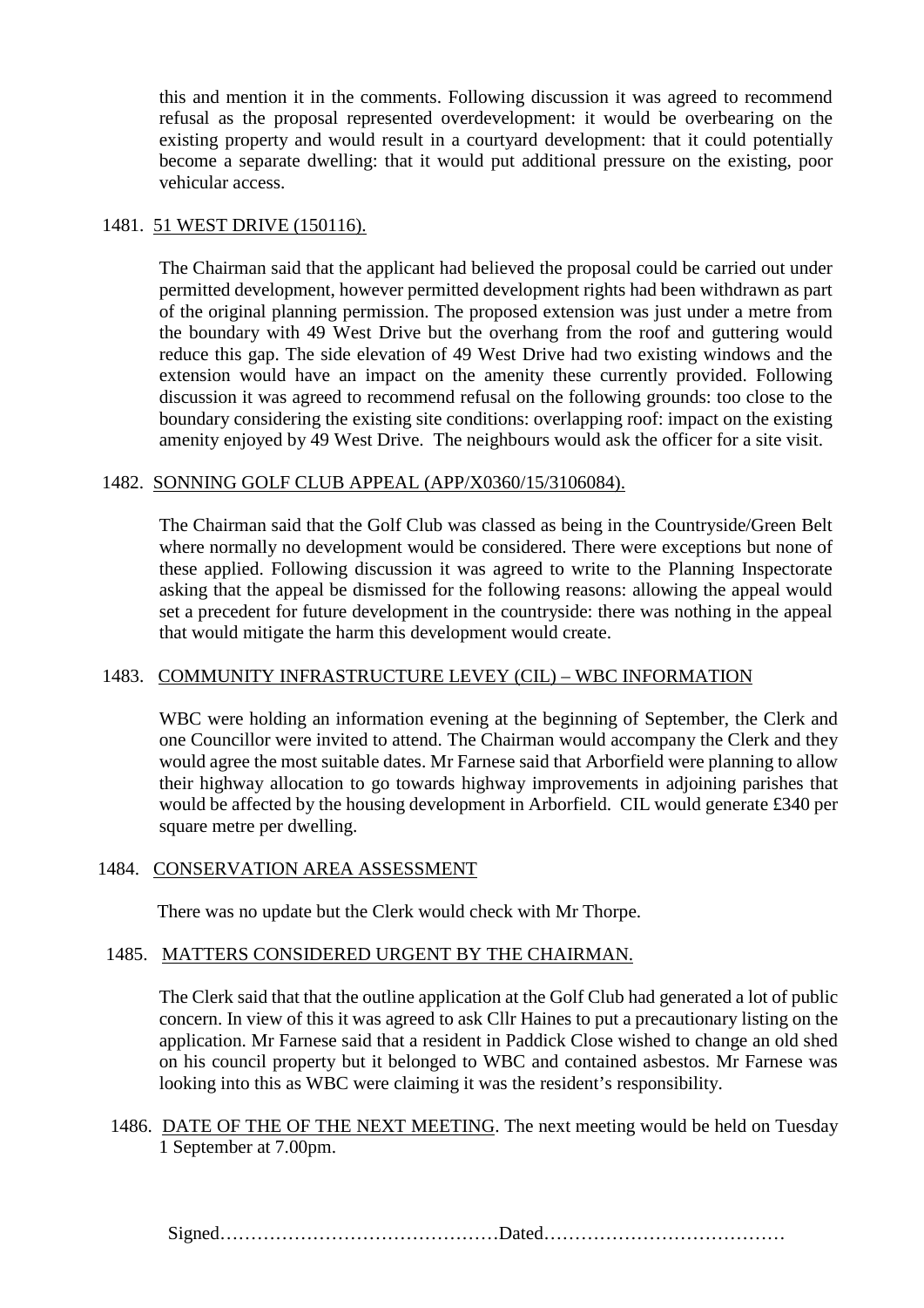this and mention it in the comments. Following discussion it was agreed to recommend refusal as the proposal represented overdevelopment: it would be overbearing on the existing property and would result in a courtyard development: that it could potentially become a separate dwelling: that it would put additional pressure on the existing, poor vehicular access.

1481. <u>51 WEST DRIVE (150116).</u>

The Chairman said that the applicant had believed the proposal could be carried out under permitted development, however permitted development rights had been withdrawn as part of the original planning permission. The proposed extension was just under a metre from the boundary with 49 West Drive but the overhang from the roof and guttering would reduce this gap. The side elevation of 49 West Drive had two existing windows and the extension would have an impact on the amenity these currently provided. Following discussion it was agreed to recommend refusal on the following grounds: too close to the boundary considering the existing site conditions: overlapping roof: impact on the existing amenity enjoyed by 49 West Drive. The neighbours would ask the officer for a site visit.

1482. <u>SONNING GOLF CLUB APPEAL (APP/X0360/15/3106084).</u>

The Chairman said that the Golf Club was classed as being in the Countryside/Green Belt where normally no development would be considered. There were exceptions but none of these applied. Following discussion it was agreed to write to the Planning Inspectorate asking that the appeal be dismissed for the following reasons: allowing the appeal would set a precedent for future development in the countryside: there was nothing in the appeal that would mitigate the harm this development would create.

1483. <u>COMMUNITY INFRASTRUCTURE LEVEY (CIL) – WBC INFORMATION</u>

WBC were holding an information evening at the beginning of September, the Clerk and one Councillor were invited to attend. The Chairman would accompany the Clerk and they would agree the most suitable dates. Mr Farnese said that Arborfield were planning to allow their highway allocation to go towards highway improvements in adjoining parishes that would be affected by the housing development in Arborfield. CIL would generate £340 per square metre per dwelling.

1484. <u>CONSERVATION AREA ASSESSMENT</u>

There was no update but the Clerk would check with Mr Thorpe.

1485. <u>MATTERS CONSIDERED URGENT BY THE CHAIRMAN.</u>

The Clerk said that that the outline application at the Golf Club had generated a lot of public concern. In view of this it was agreed to ask Cllr Haines to put a precautionary listing on the application. Mr Farnese said that a resident in Paddick Close wished to change an old shed on his council property but it belonged to WBC and contained asbestos. Mr Farnese was looking into this as WBC were claiming it was the resident's responsibility.

1486. <u>DATE OF THE OF THE NEXT MEETING</u>. The next meeting would be held on Tuesday 1 September at 7.00pm.

Signed………………………………………Dated…………………………………